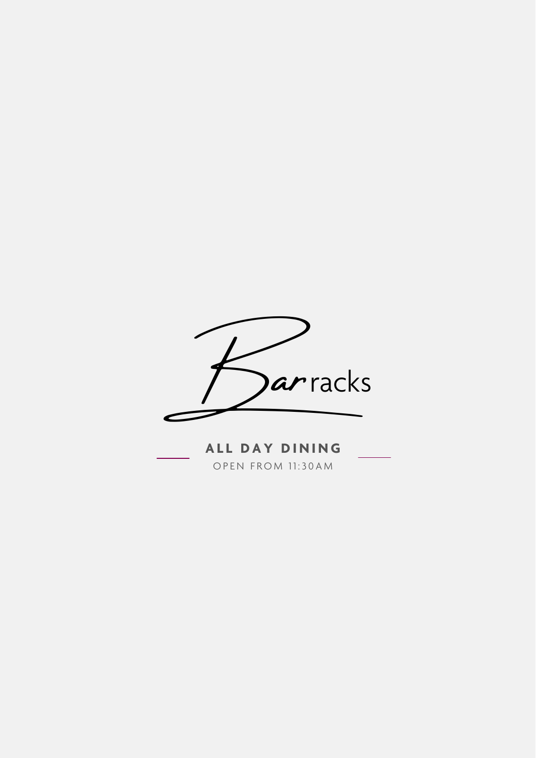# Barracks

## ALL DAY DINING

OPEN FROM 11:30AM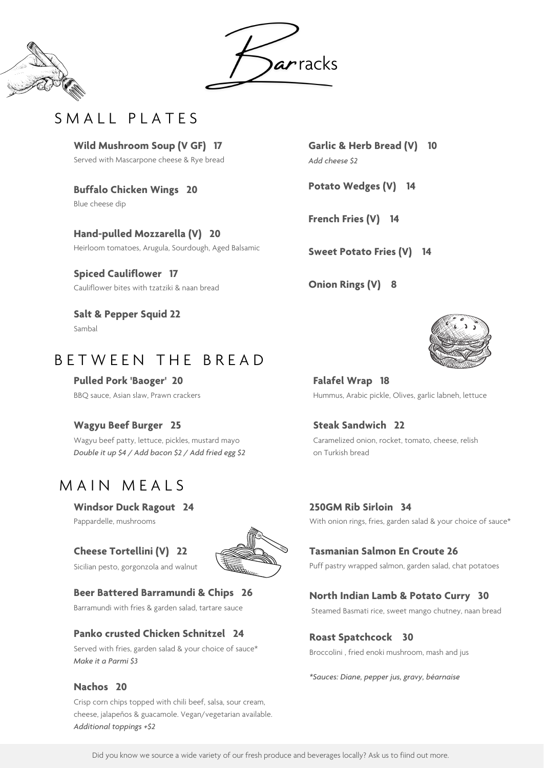# Barracks

## SMALL PLATES

**Wild Mushroom Soup (V GF) 17**
Served with Mascarpone cheese & Rye bread

**Buffalo Chicken Wings 20**
Blue cheese dip

**Hand-pulled Mozzarella (V) 20**
Heirloom tomatoes, Arugula, Sourdough, Aged Balsamic

**Spiced Cauliflower 17**
Cauliflower bites with tzatziki & naan bread

**Salt & Pepper Squid 22**
Sambal

**Garlic & Herb Bread (V) 10**
*Add cheese $2*

**Potato Wedges (V) 14**

**French Fries (V) 14**

**Sweet Potato Fries (V) 14**

**Onion Rings (V) 8**

## BETWEEN THE BREAD

**Pulled Pork 'Baoger' 20**
BBQ sauce, Asian slaw, Prawn crackers

**Wagyu Beef Burger 25**
Wagyu beef patty, lettuce, pickles, mustard mayo
*Double it up $4 / Add bacon $2 / Add fried egg $2*

**Falafel Wrap 18**
Hummus, Arabic pickle, Olives, garlic labneh, lettuce

**Steak Sandwich 22**
Caramelized onion, rocket, tomato, cheese, relish on Turkish bread

## MAIN MEALS

**Windsor Duck Ragout 24**
Pappardelle, mushrooms

**Cheese Tortellini (V) 22**
Sicilian pesto, gorgonzola and walnut

**Beer Battered Barramundi & Chips 26**
Barramundi with fries & garden salad, tartare sauce

**Panko crusted Chicken Schnitzel 24**
Served with fries, garden salad & your choice of sauce*
*Make it a Parmi $3*

**Nachos 20**
Crisp corn chips topped with chili beef, salsa, sour cream, cheese, jalapeños & guacamole. Vegan/vegetarian available.
*Additional toppings +$2*

**250GM Rib Sirloin 34**
With onion rings, fries, garden salad & your choice of sauce*

**Tasmanian Salmon En Croute 26**
Puff pastry wrapped salmon, garden salad, chat potatoes

**North Indian Lamb & Potato Curry 30**
Steamed Basmati rice, sweet mango chutney, naan bread

**Roast Spatchcock 30**
Broccolini , fried enoki mushroom, mash and jus

*\*Sauces: Diane, pepper jus, gravy, béarnaise*

Did you know we source a wide variety of our fresh produce and beverages locally? Ask us to fiind out more.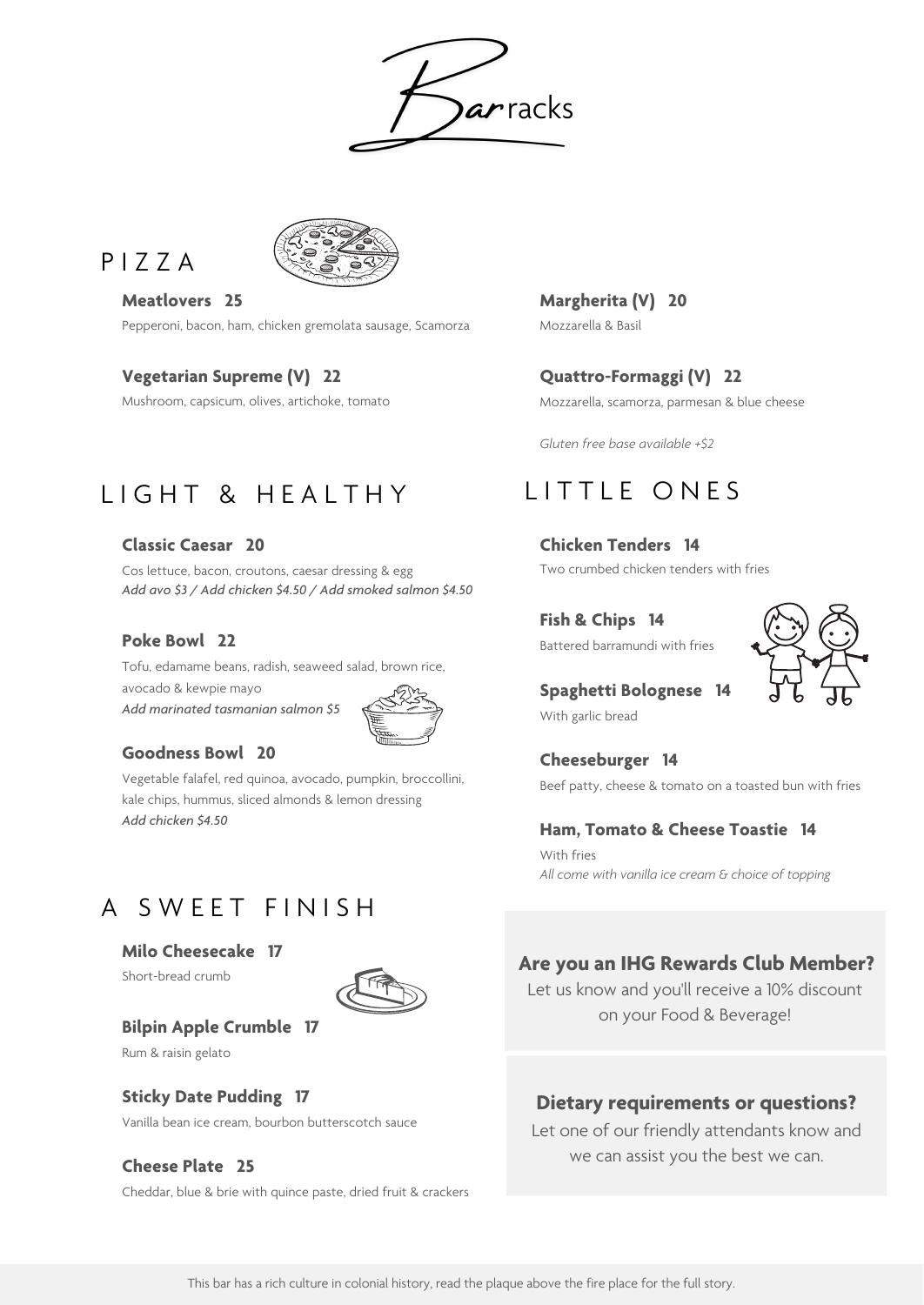# Barracks

## PIZZA

**Meatlovers 25**
Pepperoni, bacon, ham, chicken gremolata sausage, Scamorza

**Vegetarian Supreme (V) 22**
Mushroom, capsicum, olives, artichoke, tomato

**Margherita (V) 20**
Mozzarella & Basil

**Quattro-Formaggi (V) 22**
Mozzarella, scamorza, parmesan & blue cheese

*Gluten free base available +$2*

## LIGHT & HEALTHY

**Classic Caesar 20**
Cos lettuce, bacon, croutons, caesar dressing & egg
*Add avo $3 / Add chicken $4.50 / Add smoked salmon $4.50*

**Poke Bowl 22**
Tofu, edamame beans, radish, seaweed salad, brown rice, avocado & kewpie mayo
*Add marinated tasmanian salmon $5*

**Goodness Bowl 20**
Vegetable falafel, red quinoa, avocado, pumpkin, broccollini, kale chips, hummus, sliced almonds & lemon dressing
*Add chicken $4.50*

## LITTLE ONES

**Chicken Tenders 14**
Two crumbed chicken tenders with fries

**Fish & Chips 14**
Battered barramundi with fries

**Spaghetti Bolognese 14**
With garlic bread

**Cheeseburger 14**
Beef patty, cheese & tomato on a toasted bun with fries

**Ham, Tomato & Cheese Toastie 14**
With fries
*All come with vanilla ice cream & choice of topping*

## A SWEET FINISH

**Milo Cheesecake 17**
Short-bread crumb

**Bilpin Apple Crumble 17**
Rum & raisin gelato

**Sticky Date Pudding 17**
Vanilla bean ice cream, bourbon butterscotch sauce

**Cheese Plate 25**
Cheddar, blue & brie with quince paste, dried fruit & crackers

**Are you an IHG Rewards Club Member?**
Let us know and you'll receive a 10% discount on your Food & Beverage!

**Dietary requirements or questions?**
Let one of our friendly attendants know and we can assist you the best we can.

This bar has a rich culture in colonial history, read the plaque above the fire place for the full story.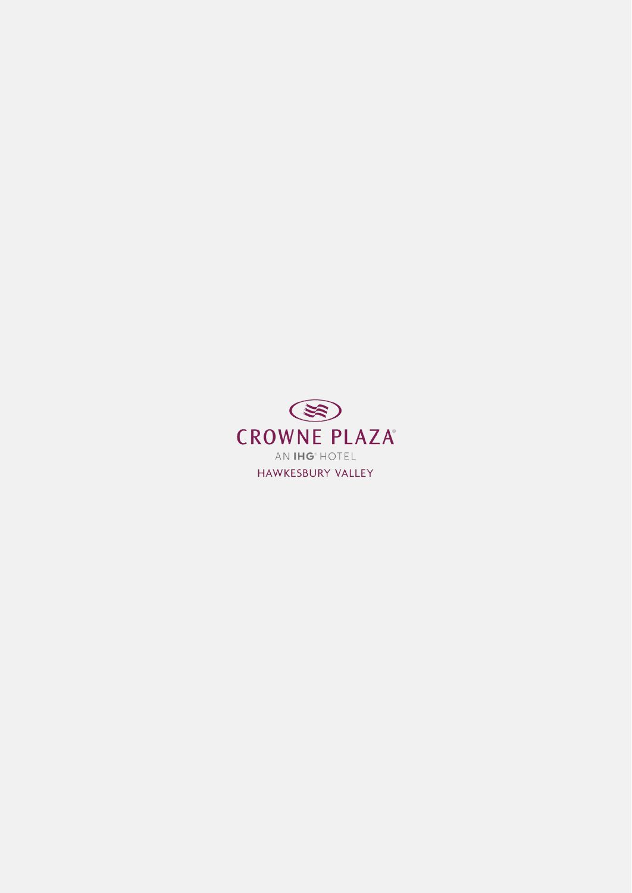CROWNE PLAZA®

AN IHG® HOTEL

HAWKESBURY VALLEY